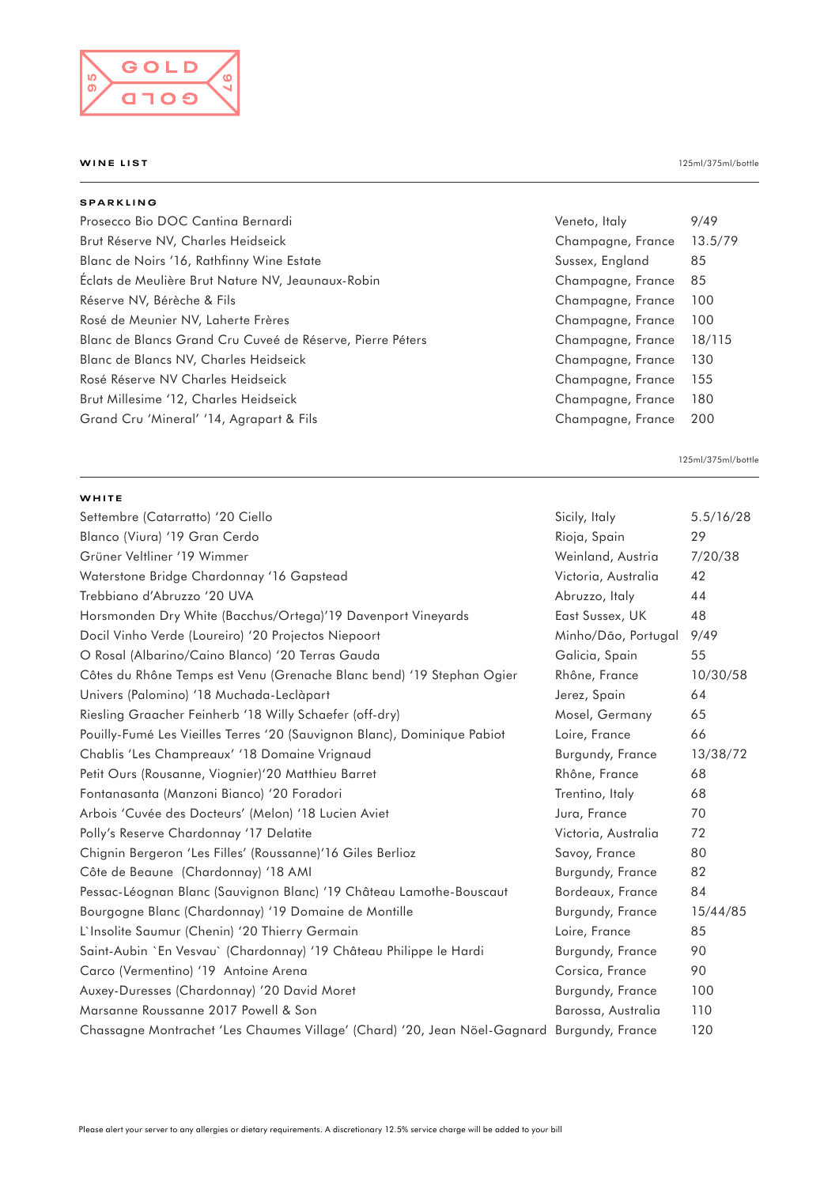GOLD 95 GOLD 97

## WINE LIST

125ml/375ml/bottle

### SPARKLING

| Wine | Region | Price |
|---|---|---|
| Prosecco Bio DOC Cantina Bernardi | Veneto, Italy | 9/49 |
| Brut Réserve NV, Charles Heidseick | Champagne, France | 13.5/79 |
| Blanc de Noirs '16, Rathfinny Wine Estate | Sussex, England | 85 |
| Éclats de Meulière Brut Nature NV, Jeaunaux-Robin | Champagne, France | 85 |
| Réserve NV, Bérèche & Fils | Champagne, France | 100 |
| Rosé de Meunier NV, Laherte Frères | Champagne, France | 100 |
| Blanc de Blancs Grand Cru Cuveé de Réserve, Pierre Péters | Champagne, France | 18/115 |
| Blanc de Blancs NV, Charles Heidseick | Champagne, France | 130 |
| Rosé Réserve NV Charles Heidseick | Champagne, France | 155 |
| Brut Millesime '12, Charles Heidseick | Champagne, France | 180 |
| Grand Cru 'Mineral' '14, Agrapart & Fils | Champagne, France | 200 |

125ml/375ml/bottle

### WHITE

| Wine | Region | Price |
|---|---|---|
| Settembre (Catarratto) '20 Ciello | Sicily, Italy | 5.5/16/28 |
| Blanco (Viura) '19 Gran Cerdo | Rioja, Spain | 29 |
| Grüner Veltliner '19 Wimmer | Weinland, Austria | 7/20/38 |
| Waterstone Bridge Chardonnay '16 Gapstead | Victoria, Australia | 42 |
| Trebbiano d'Abruzzo '20 UVA | Abruzzo, Italy | 44 |
| Horsmonden Dry White (Bacchus/Ortega)'19 Davenport Vineyards | East Sussex, UK | 48 |
| Docil Vinho Verde (Loureiro) '20 Projectos Niepoort | Minho/Dão, Portugal | 9/49 |
| O Rosal (Albarino/Caino Blanco) '20 Terras Gauda | Galicia, Spain | 55 |
| Côtes du Rhône Temps est Venu (Grenache Blanc bend) '19 Stephan Ogier | Rhône, France | 10/30/58 |
| Univers (Palomino) '18 Muchada-Leclàpart | Jerez, Spain | 64 |
| Riesling Graacher Feinherb '18 Willy Schaefer (off-dry) | Mosel, Germany | 65 |
| Pouilly-Fumé Les Vieilles Terres '20 (Sauvignon Blanc), Dominique Pabiot | Loire, France | 66 |
| Chablis 'Les Champreaux' '18 Domaine Vrignaud | Burgundy, France | 13/38/72 |
| Petit Ours (Rousanne, Viognier)'20 Matthieu Barret | Rhône, France | 68 |
| Fontanasanta (Manzoni Bianco) '20 Foradori | Trentino, Italy | 68 |
| Arbois 'Cuvée des Docteurs' (Melon) '18 Lucien Aviet | Jura, France | 70 |
| Polly's Reserve Chardonnay '17 Delatite | Victoria, Australia | 72 |
| Chignin Bergeron 'Les Filles' (Roussanne)'16 Giles Berlioz | Savoy, France | 80 |
| Côte de Beaune (Chardonnay) '18 AMI | Burgundy, France | 82 |
| Pessac-Léognan Blanc (Sauvignon Blanc) '19 Château Lamothe-Bouscaut | Bordeaux, France | 84 |
| Bourgogne Blanc (Chardonnay) '19 Domaine de Montille | Burgundy, France | 15/44/85 |
| L`Insolite Saumur (Chenin) '20 Thierry Germain | Loire, France | 85 |
| Saint-Aubin `En Vesvau` (Chardonnay) '19 Château Philippe le Hardi | Burgundy, France | 90 |
| Carco (Vermentino) '19 Antoine Arena | Corsica, France | 90 |
| Auxey-Duresses (Chardonnay) '20 David Moret | Burgundy, France | 100 |
| Marsanne Roussanne 2017 Powell & Son | Barossa, Australia | 110 |
| Chassagne Montrachet 'Les Chaumes Village' (Chard) '20, Jean Nöel-Gagnard | Burgundy, France | 120 |

Please alert your server to any allergies or dietary requirements. A discretionary 12.5% service charge will be added to your bill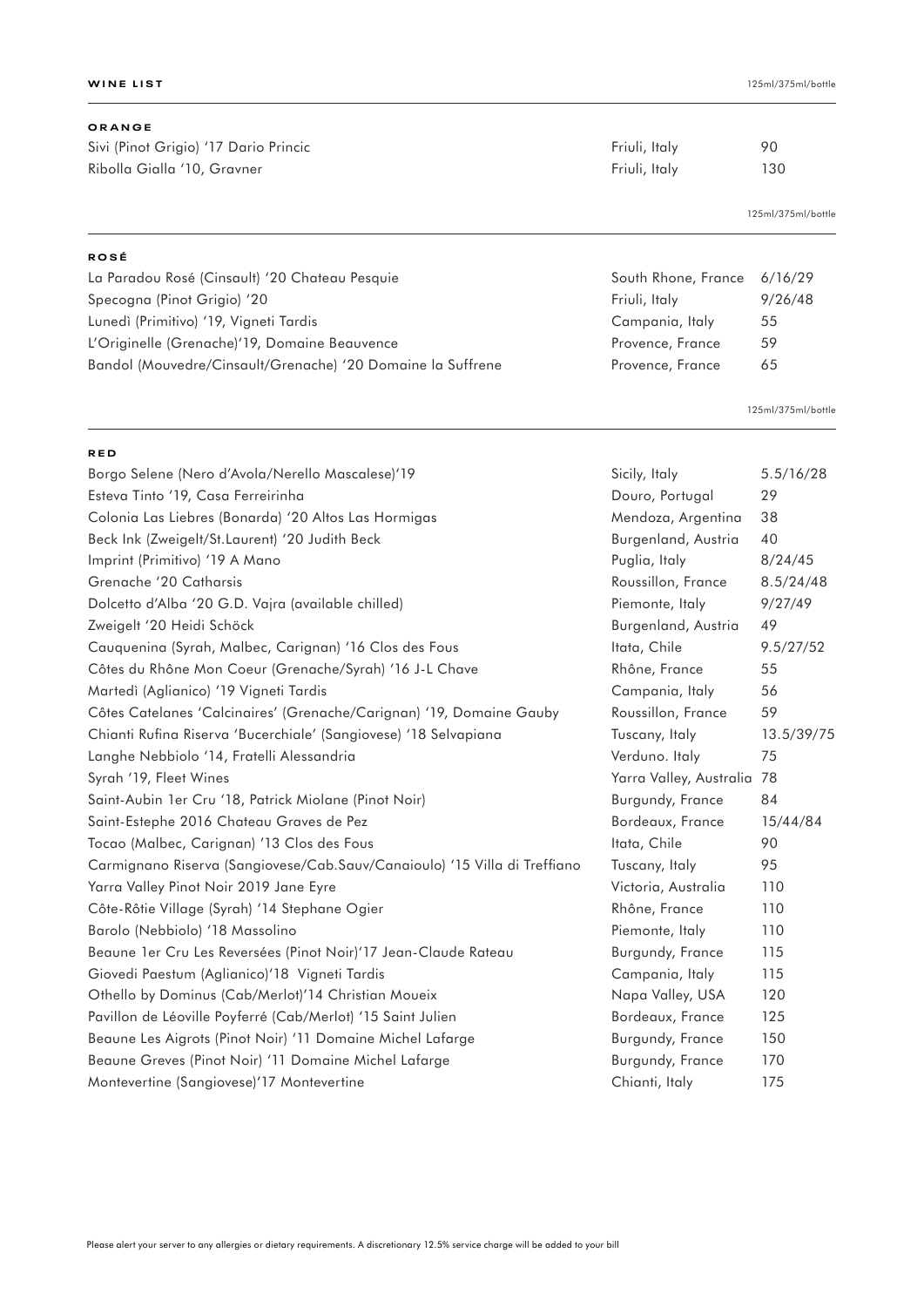## WINE LIST

125ml/375ml/bottle

### ORANGE

| Wine | Region | Price |
| --- | --- | --- |
| Sivi (Pinot Grigio) '17 Dario Princic | Friuli, Italy | 90 |
| Ribolla Gialla '10, Gravner | Friuli, Italy | 130 |

125ml/375ml/bottle

### ROSÉ

| Wine | Region | Price |
| --- | --- | --- |
| La Paradou Rosé (Cinsault) '20 Chateau Pesquie | South Rhone, France | 6/16/29 |
| Specogna (Pinot Grigio) '20 | Friuli, Italy | 9/26/48 |
| Lunedì (Primitivo) '19, Vigneti Tardis | Campania, Italy | 55 |
| L'Originelle (Grenache)'19, Domaine Beauvence | Provence, France | 59 |
| Bandol (Mouvedre/Cinsault/Grenache) '20 Domaine la Suffrene | Provence, France | 65 |

125ml/375ml/bottle

### RED

| Wine | Region | Price |
| --- | --- | --- |
| Borgo Selene (Nero d'Avola/Nerello Mascalese)'19 | Sicily, Italy | 5.5/16/28 |
| Esteva Tinto '19, Casa Ferreirinha | Douro, Portugal | 29 |
| Colonia Las Liebres (Bonarda) '20 Altos Las Hormigas | Mendoza, Argentina | 38 |
| Beck Ink (Zweigelt/St.Laurent) '20 Judith Beck | Burgenland, Austria | 40 |
| Imprint (Primitivo) '19 A Mano | Puglia, Italy | 8/24/45 |
| Grenache '20 Catharsis | Roussillon, France | 8.5/24/48 |
| Dolcetto d'Alba '20 G.D. Vajra (available chilled) | Piemonte, Italy | 9/27/49 |
| Zweigelt '20 Heidi Schöck | Burgenland, Austria | 49 |
| Cauquenina (Syrah, Malbec, Carignan) '16 Clos des Fous | Itata, Chile | 9.5/27/52 |
| Côtes du Rhône Mon Coeur (Grenache/Syrah) '16 J-L Chave | Rhône, France | 55 |
| Martedì (Aglianico) '19 Vigneti Tardis | Campania, Italy | 56 |
| Côtes Catelanes 'Calcinaires' (Grenache/Carignan) '19, Domaine Gauby | Roussillon, France | 59 |
| Chianti Rufina Riserva 'Bucerchiale' (Sangiovese) '18 Selvapiana | Tuscany, Italy | 13.5/39/75 |
| Langhe Nebbiolo '14, Fratelli Alessandria | Verduno. Italy | 75 |
| Syrah '19, Fleet Wines | Yarra Valley, Australia | 78 |
| Saint-Aubin 1er Cru '18, Patrick Miolane (Pinot Noir) | Burgundy, France | 84 |
| Saint-Estephe 2016 Chateau Graves de Pez | Bordeaux, France | 15/44/84 |
| Tocao (Malbec, Carignan) '13 Clos des Fous | Itata, Chile | 90 |
| Carmignano Riserva (Sangiovese/Cab.Sauv/Canaioulo) '15 Villa di Treffiano | Tuscany, Italy | 95 |
| Yarra Valley Pinot Noir 2019 Jane Eyre | Victoria, Australia | 110 |
| Côte-Rôtie Village (Syrah) '14 Stephane Ogier | Rhône, France | 110 |
| Barolo (Nebbiolo) '18 Massolino | Piemonte, Italy | 110 |
| Beaune 1er Cru Les Reversées (Pinot Noir)'17 Jean-Claude Rateau | Burgundy, France | 115 |
| Giovedi Paestum (Aglianico)'18 Vigneti Tardis | Campania, Italy | 115 |
| Othello by Dominus (Cab/Merlot)'14 Christian Moueix | Napa Valley, USA | 120 |
| Pavillon de Léoville Poyferré (Cab/Merlot) '15 Saint Julien | Bordeaux, France | 125 |
| Beaune Les Aigrots (Pinot Noir) '11 Domaine Michel Lafarge | Burgundy, France | 150 |
| Beaune Greves (Pinot Noir) '11 Domaine Michel Lafarge | Burgundy, France | 170 |
| Montevertine (Sangiovese)'17 Montevertine | Chianti, Italy | 175 |

Please alert your server to any allergies or dietary requirements. A discretionary 12.5% service charge will be added to your bill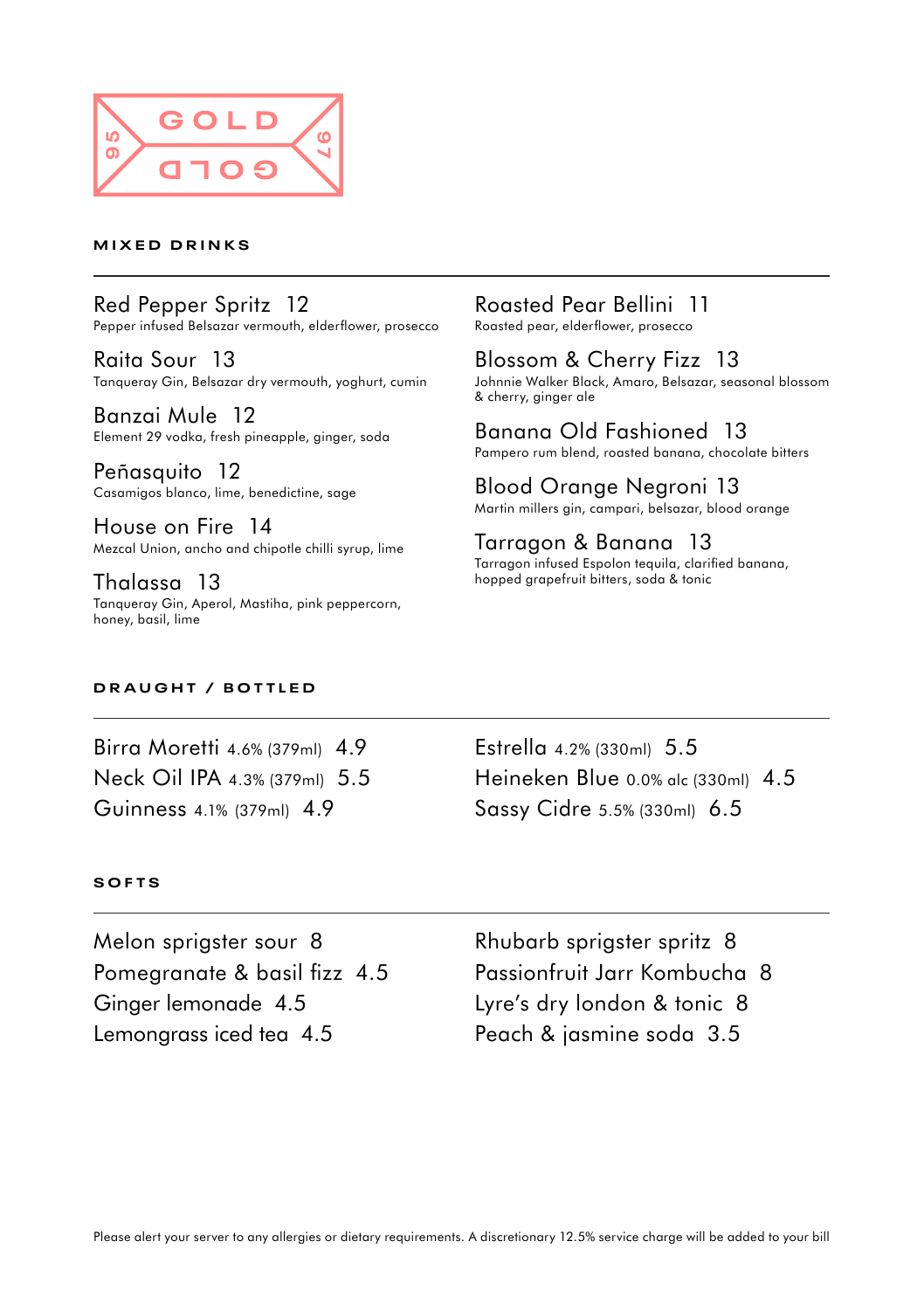GOLD 95 67 GOLD

## MIXED DRINKS

**Red Pepper Spritz** 12
Pepper infused Belsazar vermouth, elderflower, prosecco

**Raita Sour** 13
Tanqueray Gin, Belsazar dry vermouth, yoghurt, cumin

**Banzai Mule** 12
Element 29 vodka, fresh pineapple, ginger, soda

**Peñasquito** 12
Casamigos blanco, lime, benedictine, sage

**House on Fire** 14
Mezcal Union, ancho and chipotle chilli syrup, lime

**Thalassa** 13
Tanqueray Gin, Aperol, Mastiha, pink peppercorn, honey, basil, lime

**Roasted Pear Bellini** 11
Roasted pear, elderflower, prosecco

**Blossom & Cherry Fizz** 13
Johnnie Walker Black, Amaro, Belsazar, seasonal blossom & cherry, ginger ale

**Banana Old Fashioned** 13
Pampero rum blend, roasted banana, chocolate bitters

**Blood Orange Negroni** 13
Martin millers gin, campari, belsazar, blood orange

**Tarragon & Banana** 13
Tarragon infused Espolon tequila, clarified banana, hopped grapefruit bitters, soda & tonic

## DRAUGHT / BOTTLED

Birra Moretti 4.6% (379ml) 4.9
Neck Oil IPA 4.3% (379ml) 5.5
Guinness 4.1% (379ml) 4.9
Estrella 4.2% (330ml) 5.5
Heineken Blue 0.0% alc (330ml) 4.5
Sassy Cidre 5.5% (330ml) 6.5

## SOFTS

Melon sprigster sour 8
Pomegranate & basil fizz 4.5
Ginger lemonade 4.5
Lemongrass iced tea 4.5
Rhubarb sprigster spritz 8
Passionfruit Jarr Kombucha 8
Lyre's dry london & tonic 8
Peach & jasmine soda 3.5

Please alert your server to any allergies or dietary requirements. A discretionary 12.5% service charge will be added to your bill